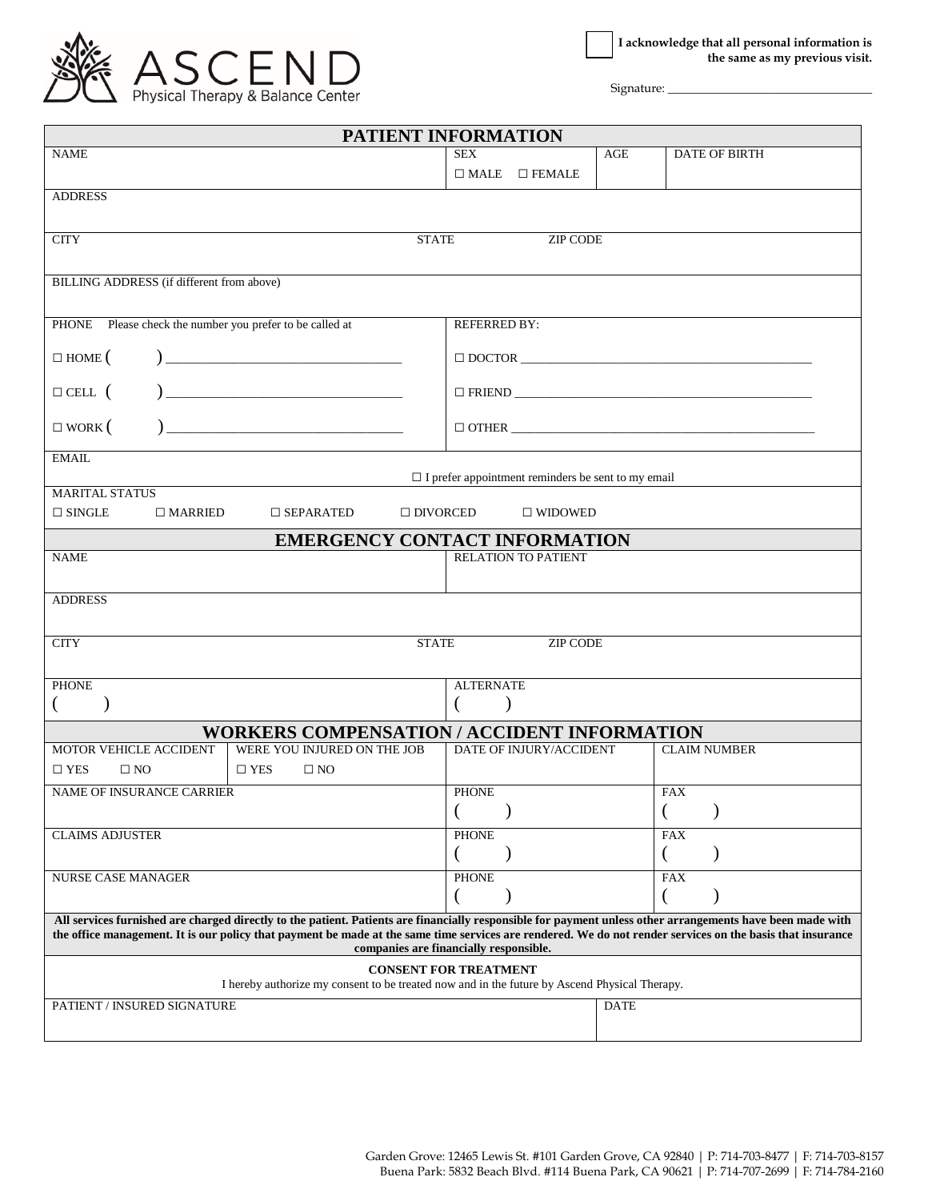# ASCEND
Physical Therapy & Balance Center

☐ **I acknowledge that all personal information is the same as my previous visit.**

Signature: ______________________________

## PATIENT INFORMATION

| NAME | SEX<br>☐ MALE ☐ FEMALE | AGE | DATE OF BIRTH |
|---|---|---|---|

ADDRESS

| CITY | STATE | ZIP CODE |
|---|---|---|

BILLING ADDRESS (if different from above)

| PHONE Please check the number you prefer to be called at | REFERRED BY: |
|---|---|
| ☐ HOME ( ) ______________________ | ☐ DOCTOR ______________________ |
| ☐ CELL ( ) ______________________ | ☐ FRIEND ______________________ |
| ☐ WORK ( ) ______________________ | ☐ OTHER ______________________ |

EMAIL

☐ I prefer appointment reminders be sent to my email

MARITAL STATUS

☐ SINGLE ☐ MARRIED ☐ SEPARATED ☐ DIVORCED ☐ WIDOWED

## EMERGENCY CONTACT INFORMATION

| NAME | RELATION TO PATIENT |
|---|---|

ADDRESS

| CITY | STATE | ZIP CODE |
|---|---|---|

| PHONE | ALTERNATE |
|---|---|
| ( ) | ( ) |

## WORKERS COMPENSATION / ACCIDENT INFORMATION

| MOTOR VEHICLE ACCIDENT | WERE YOU INJURED ON THE JOB | DATE OF INJURY/ACCIDENT | CLAIM NUMBER |
|---|---|---|---|
| ☐ YES ☐ NO | ☐ YES ☐ NO | | |

| NAME OF INSURANCE CARRIER | PHONE<br>( ) | FAX<br>( ) |
|---|---|---|
| CLAIMS ADJUSTER | PHONE<br>( ) | FAX<br>( ) |
| NURSE CASE MANAGER | PHONE<br>( ) | FAX<br>( ) |

**All services furnished are charged directly to the patient. Patients are financially responsible for payment unless other arrangements have been made with the office management. It is our policy that payment be made at the same time services are rendered. We do not render services on the basis that insurance companies are financially responsible.**

**CONSENT FOR TREATMENT**

I hereby authorize my consent to be treated now and in the future by Ascend Physical Therapy.

| PATIENT / INSURED SIGNATURE | DATE |
|---|---|

Garden Grove: 12465 Lewis St. #101 Garden Grove, CA 92840 | P: 714-703-8477 | F: 714-703-8157
Buena Park: 5832 Beach Blvd. #114 Buena Park, CA 90621 | P: 714-707-2699 | F: 714-784-2160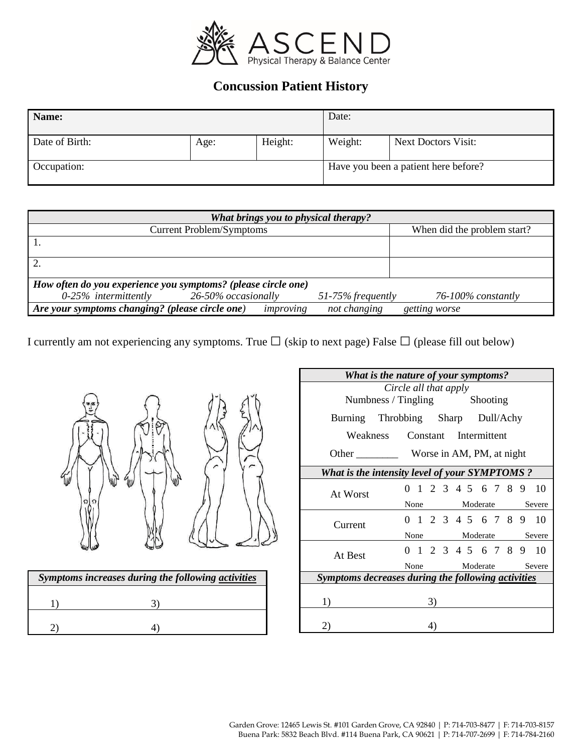**ASCEND** Physical Therapy & Balance Center

# Concussion Patient History

| **Name:** | | | Date: | |
|---|---|---|---|---|
| Date of Birth: | Age: | Height: | Weight: | Next Doctors Visit: |
| Occupation: | | | Have you been a patient here before? | |

| ***What brings you to physical therapy?*** | |
|---|---|
| Current Problem/Symptoms | When did the problem start? |
| 1. | |
| 2. | |
| ***How often do you experience you symptoms? (please circle one)*** *0-25% intermittently* *26-50% occasionally* *51-75% frequently* *76-100% constantly* | |
| ***Are your symptoms changing? (please circle one)*** *improving* *not changing* *getting worse* | |

I currently am not experiencing any symptoms. True ☐ (skip to next page) False ☐ (please fill out below)

| ***What is the nature of your symptoms?*** |
|---|
| *Circle all that apply* |
| Numbness / Tingling Shooting |
| Burning Throbbing Sharp Dull/Achy |
| Weakness Constant Intermittent |
| Other ________ Worse in AM, PM, at night |

| ***What is the intensity level of your SYMPTOMS ?*** | |
|---|---|
| At Worst | 0 1 2 3 4 5 6 7 8 9 10 (None / Moderate / Severe) |
| Current | 0 1 2 3 4 5 6 7 8 9 10 (None / Moderate / Severe) |
| At Best | 0 1 2 3 4 5 6 7 8 9 10 (None / Moderate / Severe) |

| ***Symptoms increases during the following activities*** | |
|---|---|
| 1) | 3) |
| 2) | 4) |

| ***Symptoms decreases during the following activities*** | |
|---|---|
| 1) | 3) |
| 2) | 4) |

Garden Grove: 12465 Lewis St. #101 Garden Grove, CA 92840 | P: 714-703-8477 | F: 714-703-8157
Buena Park: 5832 Beach Blvd. #114 Buena Park, CA 90621 | P: 714-707-2699 | F: 714-784-2160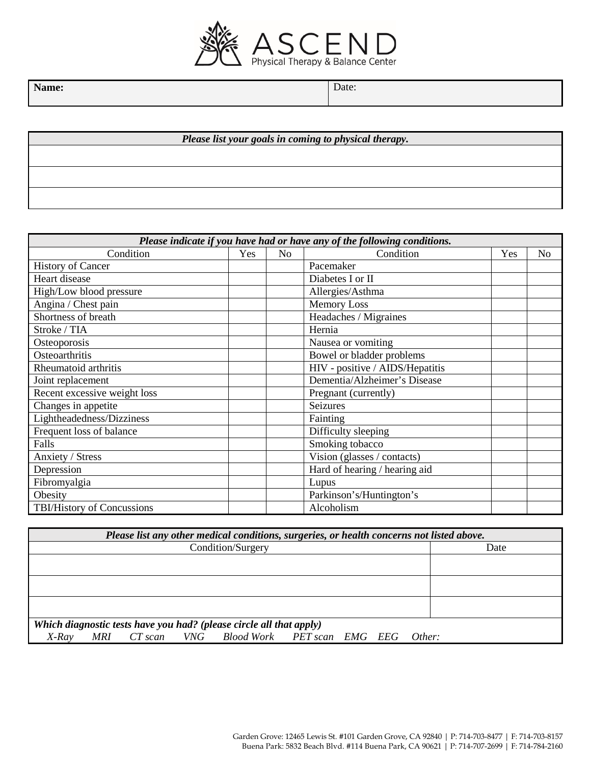# ASCEND
Physical Therapy & Balance Center

| Name: | Date: |
|---|---|

| *Please list your goals in coming to physical therapy.* |
|---|
| |
| |
| |

| *Please indicate if you have had or have any of the following conditions.* | | | | | |
|---|---|---|---|---|---|
| Condition | Yes | No | Condition | Yes | No |
| History of Cancer | | | Pacemaker | | |
| Heart disease | | | Diabetes I or II | | |
| High/Low blood pressure | | | Allergies/Asthma | | |
| Angina / Chest pain | | | Memory Loss | | |
| Shortness of breath | | | Headaches / Migraines | | |
| Stroke / TIA | | | Hernia | | |
| Osteoporosis | | | Nausea or vomiting | | |
| Osteoarthritis | | | Bowel or bladder problems | | |
| Rheumatoid arthritis | | | HIV - positive / AIDS/Hepatitis | | |
| Joint replacement | | | Dementia/Alzheimer's Disease | | |
| Recent excessive weight loss | | | Pregnant (currently) | | |
| Changes in appetite | | | Seizures | | |
| Lightheadedness/Dizziness | | | Fainting | | |
| Frequent loss of balance | | | Difficulty sleeping | | |
| Falls | | | Smoking tobacco | | |
| Anxiety / Stress | | | Vision (glasses / contacts) | | |
| Depression | | | Hard of hearing / hearing aid | | |
| Fibromyalgia | | | Lupus | | |
| Obesity | | | Parkinson's/Huntington's | | |
| TBI/History of Concussions | | | Alcoholism | | |

| *Please list any other medical conditions, surgeries, or health concerns not listed above.* | |
|---|---|
| Condition/Surgery | Date |
| | |
| | |
| | |

***Which diagnostic tests have you had? (please circle all that apply)***

*X-Ray  MRI  CT scan  VNG  Blood Work  PET scan  EMG  EEG  Other:*

Garden Grove: 12465 Lewis St. #101 Garden Grove, CA 92840 | P: 714-703-8477 | F: 714-703-8157
Buena Park: 5832 Beach Blvd. #114 Buena Park, CA 90621 | P: 714-707-2699 | F: 714-784-2160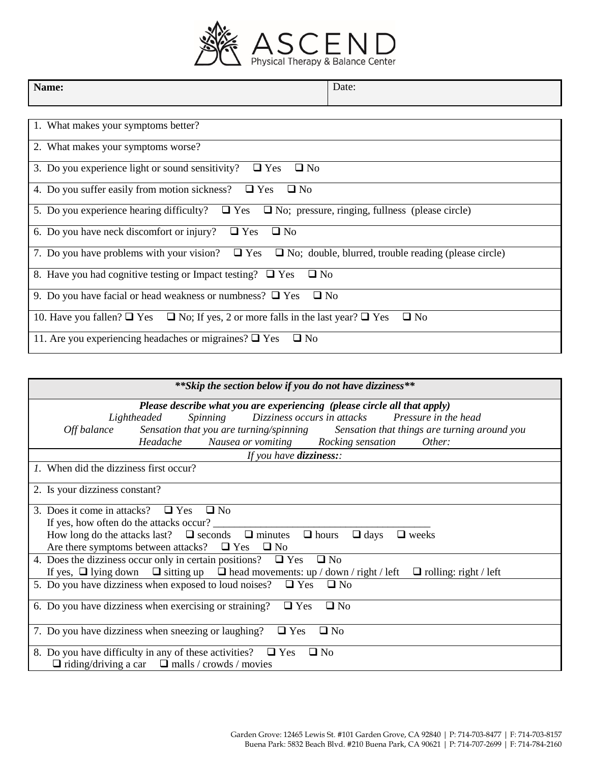# ASCEND

Physical Therapy & Balance Center

| Name: | Date: |
|---|---|

1. What makes your symptoms better?
2. What makes your symptoms worse?
3. Do you experience light or sound sensitivity? ❑ Yes ❑ No
4. Do you suffer easily from motion sickness? ❑ Yes ❑ No
5. Do you experience hearing difficulty? ❑ Yes ❑ No; pressure, ringing, fullness (please circle)
6. Do you have neck discomfort or injury? ❑ Yes ❑ No
7. Do you have problems with your vision? ❑ Yes ❑ No; double, blurred, trouble reading (please circle)
8. Have you had cognitive testing or Impact testing? ❑ Yes ❑ No
9. Do you have facial or head weakness or numbness? ❑ Yes ❑ No
10. Have you fallen? ❑ Yes ❑ No; If yes, 2 or more falls in the last year? ❑ Yes ❑ No
11. Are you experiencing headaches or migraines? ❑ Yes ❑ No

***\*\*Skip the section below if you do not have dizziness\*\****

***Please describe what you are experiencing (please circle all that apply)***

*Lightheaded* *Spinning* *Dizziness occurs in attacks* *Pressure in the head*
*Off balance* *Sensation that you are turning/spinning* *Sensation that things are turning around you*
*Headache* *Nausea or vomiting* *Rocking sensation* *Other:*

*If you have **dizziness:**:*

1. When did the dizziness first occur?
2. Is your dizziness constant?
3. Does it come in attacks? ❑ Yes ❑ No
   If yes, how often do the attacks occur? ________________________________________
   How long do the attacks last? ❑ seconds ❑ minutes ❑ hours ❑ days ❑ weeks
   Are there symptoms between attacks? ❑ Yes ❑ No
4. Does the dizziness occur only in certain positions? ❑ Yes ❑ No
   If yes, ❑ lying down ❑ sitting up ❑ head movements: up / down / right / left ❑ rolling: right / left
5. Do you have dizziness when exposed to loud noises? ❑ Yes ❑ No
6. Do you have dizziness when exercising or straining? ❑ Yes ❑ No
7. Do you have dizziness when sneezing or laughing? ❑ Yes ❑ No
8. Do you have difficulty in any of these activities? ❑ Yes ❑ No
   ❑ riding/driving a car ❑ malls / crowds / movies

Garden Grove: 12465 Lewis St. #101 Garden Grove, CA 92840 | P: 714-703-8477 | F: 714-703-8157
Buena Park: 5832 Beach Blvd. #210 Buena Park, CA 90621 | P: 714-707-2699 | F: 714-784-2160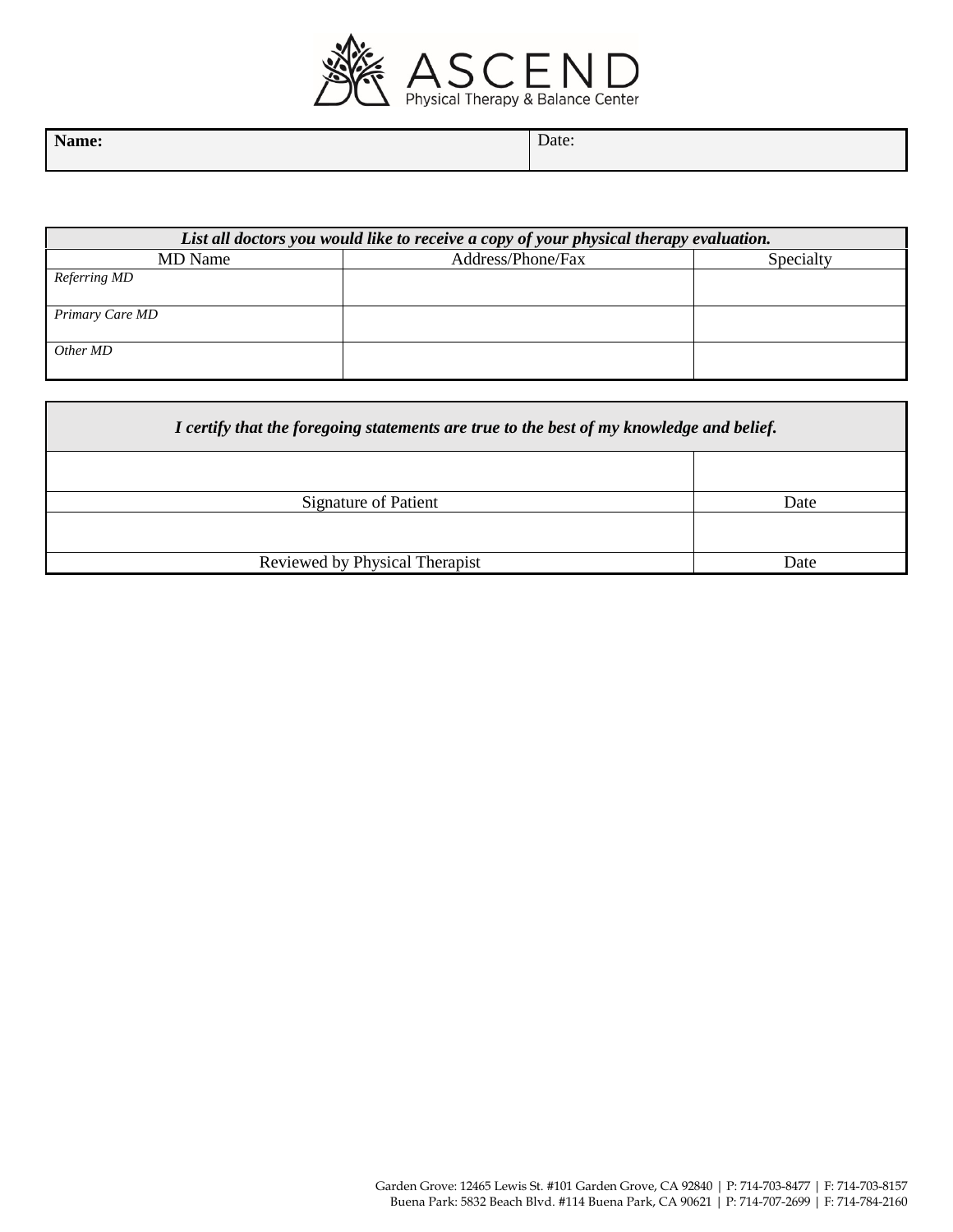# ASCEND

Physical Therapy & Balance Center

| **Name:** | Date: |
|---|---|

| ***List all doctors you would like to receive a copy of your physical therapy evaluation.*** | | |
|---|---|---|
| MD Name | Address/Phone/Fax | Specialty |
| *Referring MD* | | |
| *Primary Care MD* | | |
| *Other MD* | | |

| ***I certify that the foregoing statements are true to the best of my knowledge and belief.*** | |
|---|---|
| | |
| Signature of Patient | Date |
| | |
| Reviewed by Physical Therapist | Date |

Garden Grove: 12465 Lewis St. #101 Garden Grove, CA 92840 | P: 714-703-8477 | F: 714-703-8157
Buena Park: 5832 Beach Blvd. #114 Buena Park, CA 90621 | P: 714-707-2699 | F: 714-784-2160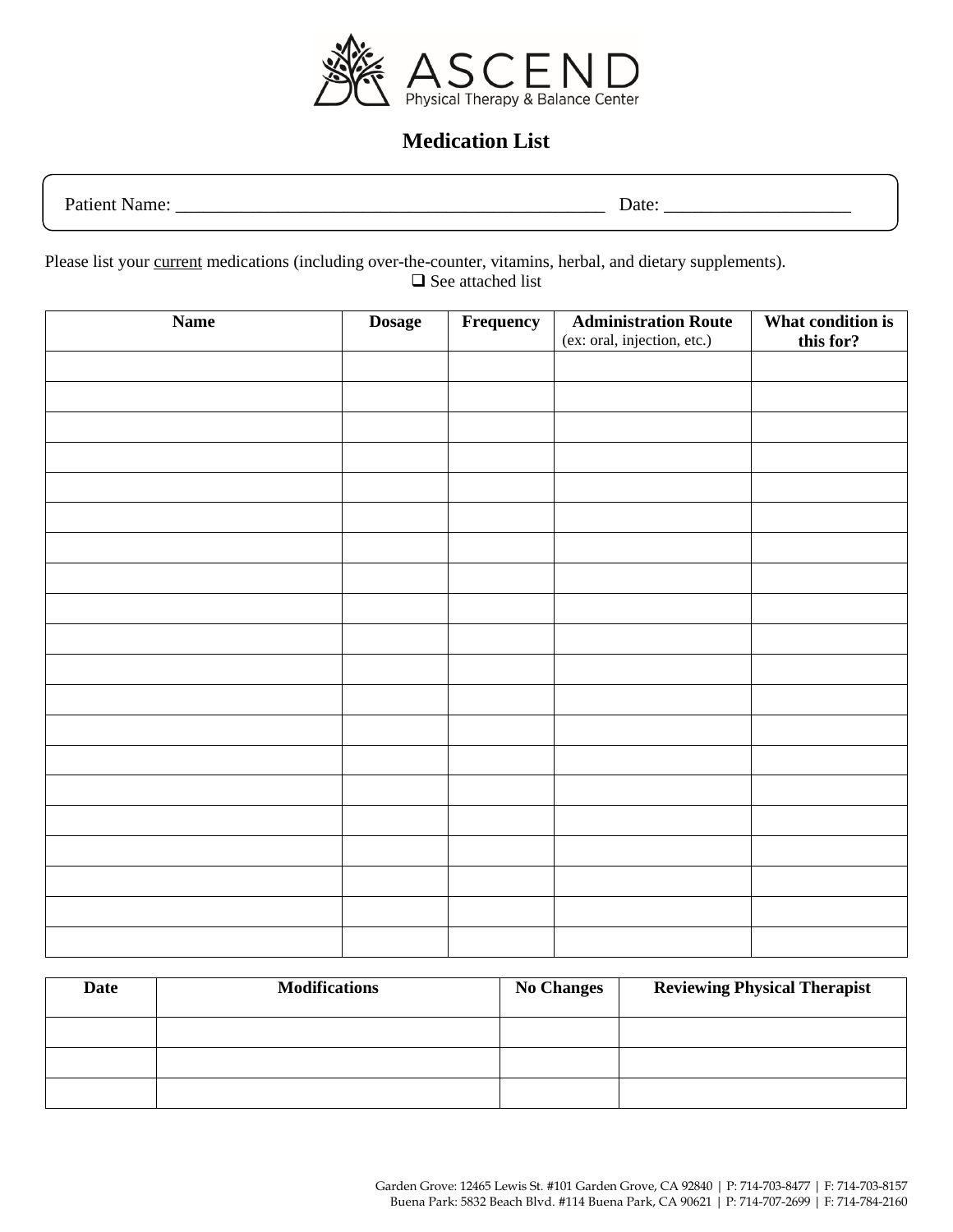ASCEND
Physical Therapy & Balance Center

# Medication List

Patient Name: _______________________________________________ Date: ___________________

Please list your current medications (including over-the-counter, vitamins, herbal, and dietary supplements).

❑ See attached list

| Name | Dosage | Frequency | Administration Route (ex: oral, injection, etc.) | What condition is this for? |
|---|---|---|---|---|
| | | | | |
| | | | | |
| | | | | |
| | | | | |
| | | | | |
| | | | | |
| | | | | |
| | | | | |
| | | | | |
| | | | | |
| | | | | |
| | | | | |
| | | | | |
| | | | | |
| | | | | |
| | | | | |
| | | | | |
| | | | | |
| | | | | |
| | | | | |

| Date | Modifications | No Changes | Reviewing Physical Therapist |
|---|---|---|---|
| | | | |
| | | | |
| | | | |

Garden Grove: 12465 Lewis St. #101 Garden Grove, CA 92840 | P: 714-703-8477 | F: 714-703-8157
Buena Park: 5832 Beach Blvd. #114 Buena Park, CA 90621 | P: 714-707-2699 | F: 714-784-2160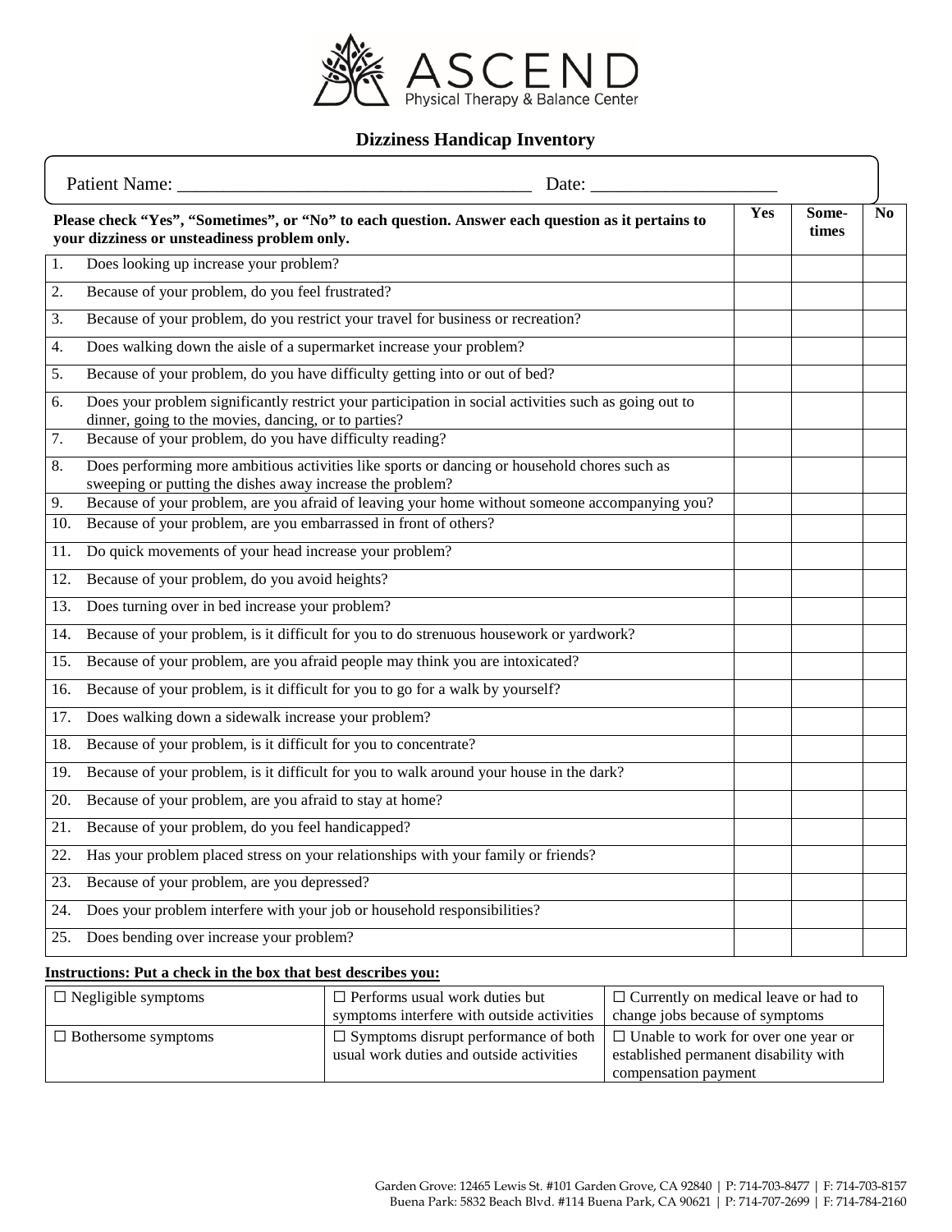ASCEND
Physical Therapy & Balance Center

# Dizziness Handicap Inventory

Patient Name: ______________________________________ Date: ____________________

| Please check "Yes", "Sometimes", or "No" to each question. Answer each question as it pertains to your dizziness or unsteadiness problem only. | Yes | Some-times | No |
|---|---|---|---|
| 1. Does looking up increase your problem? | | | |
| 2. Because of your problem, do you feel frustrated? | | | |
| 3. Because of your problem, do you restrict your travel for business or recreation? | | | |
| 4. Does walking down the aisle of a supermarket increase your problem? | | | |
| 5. Because of your problem, do you have difficulty getting into or out of bed? | | | |
| 6. Does your problem significantly restrict your participation in social activities such as going out to dinner, going to the movies, dancing, or to parties? | | | |
| 7. Because of your problem, do you have difficulty reading? | | | |
| 8. Does performing more ambitious activities like sports or dancing or household chores such as sweeping or putting the dishes away increase the problem? | | | |
| 9. Because of your problem, are you afraid of leaving your home without someone accompanying you? | | | |
| 10. Because of your problem, are you embarrassed in front of others? | | | |
| 11. Do quick movements of your head increase your problem? | | | |
| 12. Because of your problem, do you avoid heights? | | | |
| 13. Does turning over in bed increase your problem? | | | |
| 14. Because of your problem, is it difficult for you to do strenuous housework or yardwork? | | | |
| 15. Because of your problem, are you afraid people may think you are intoxicated? | | | |
| 16. Because of your problem, is it difficult for you to go for a walk by yourself? | | | |
| 17. Does walking down a sidewalk increase your problem? | | | |
| 18. Because of your problem, is it difficult for you to concentrate? | | | |
| 19. Because of your problem, is it difficult for you to walk around your house in the dark? | | | |
| 20. Because of your problem, are you afraid to stay at home? | | | |
| 21. Because of your problem, do you feel handicapped? | | | |
| 22. Has your problem placed stress on your relationships with your family or friends? | | | |
| 23. Because of your problem, are you depressed? | | | |
| 24. Does your problem interfere with your job or household responsibilities? | | | |
| 25. Does bending over increase your problem? | | | |

**Instructions: Put a check in the box that best describes you:**

| | | |
|---|---|---|
| ☐ Negligible symptoms | ☐ Performs usual work duties but symptoms interfere with outside activities | ☐ Currently on medical leave or had to change jobs because of symptoms |
| ☐ Bothersome symptoms | ☐ Symptoms disrupt performance of both usual work duties and outside activities | ☐ Unable to work for over one year or established permanent disability with compensation payment |

Garden Grove: 12465 Lewis St. #101 Garden Grove, CA 92840 | P: 714-703-8477 | F: 714-703-8157
Buena Park: 5832 Beach Blvd. #114 Buena Park, CA 90621 | P: 714-707-2699 | F: 714-784-2160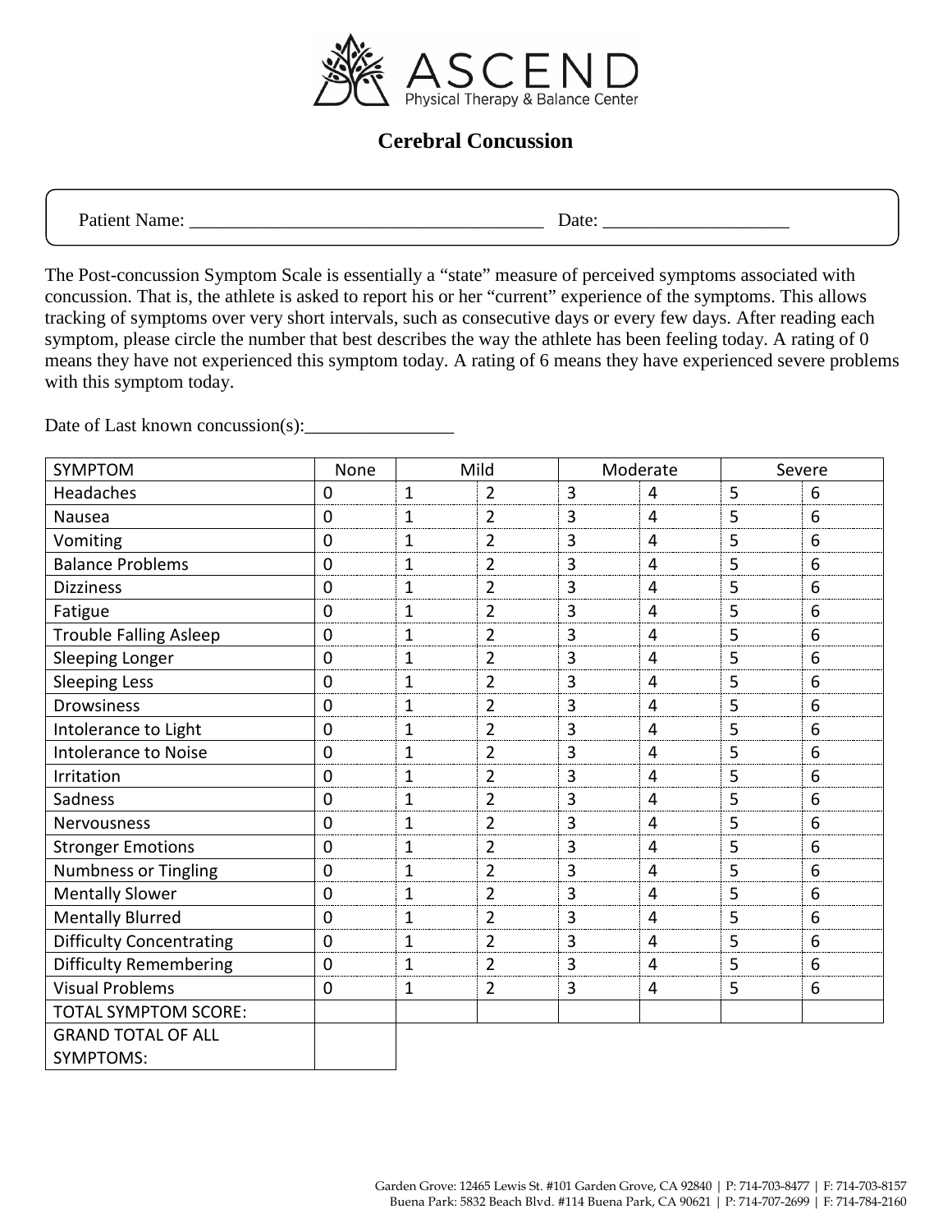ASCEND
Physical Therapy & Balance Center

# Cerebral Concussion

Patient Name: ______________________________________ Date: ____________________

The Post-concussion Symptom Scale is essentially a “state” measure of perceived symptoms associated with concussion. That is, the athlete is asked to report his or her “current” experience of the symptoms. This allows tracking of symptoms over very short intervals, such as consecutive days or every few days. After reading each symptom, please circle the number that best describes the way the athlete has been feeling today. A rating of 0 means they have not experienced this symptom today. A rating of 6 means they have experienced severe problems with this symptom today.

Date of Last known concussion(s):________________

| SYMPTOM | None | Mild | | Moderate | | Severe | |
|---|---|---|---|---|---|---|---|
| Headaches | 0 | 1 | 2 | 3 | 4 | 5 | 6 |
| Nausea | 0 | 1 | 2 | 3 | 4 | 5 | 6 |
| Vomiting | 0 | 1 | 2 | 3 | 4 | 5 | 6 |
| Balance Problems | 0 | 1 | 2 | 3 | 4 | 5 | 6 |
| Dizziness | 0 | 1 | 2 | 3 | 4 | 5 | 6 |
| Fatigue | 0 | 1 | 2 | 3 | 4 | 5 | 6 |
| Trouble Falling Asleep | 0 | 1 | 2 | 3 | 4 | 5 | 6 |
| Sleeping Longer | 0 | 1 | 2 | 3 | 4 | 5 | 6 |
| Sleeping Less | 0 | 1 | 2 | 3 | 4 | 5 | 6 |
| Drowsiness | 0 | 1 | 2 | 3 | 4 | 5 | 6 |
| Intolerance to Light | 0 | 1 | 2 | 3 | 4 | 5 | 6 |
| Intolerance to Noise | 0 | 1 | 2 | 3 | 4 | 5 | 6 |
| Irritation | 0 | 1 | 2 | 3 | 4 | 5 | 6 |
| Sadness | 0 | 1 | 2 | 3 | 4 | 5 | 6 |
| Nervousness | 0 | 1 | 2 | 3 | 4 | 5 | 6 |
| Stronger Emotions | 0 | 1 | 2 | 3 | 4 | 5 | 6 |
| Numbness or Tingling | 0 | 1 | 2 | 3 | 4 | 5 | 6 |
| Mentally Slower | 0 | 1 | 2 | 3 | 4 | 5 | 6 |
| Mentally Blurred | 0 | 1 | 2 | 3 | 4 | 5 | 6 |
| Difficulty Concentrating | 0 | 1 | 2 | 3 | 4 | 5 | 6 |
| Difficulty Remembering | 0 | 1 | 2 | 3 | 4 | 5 | 6 |
| Visual Problems | 0 | 1 | 2 | 3 | 4 | 5 | 6 |
| TOTAL SYMPTOM SCORE: | | | | | | | |
| GRAND TOTAL OF ALL SYMPTOMS: | | | | | | | |

Garden Grove: 12465 Lewis St. #101 Garden Grove, CA 92840 | P: 714-703-8477 | F: 714-703-8157
Buena Park: 5832 Beach Blvd. #114 Buena Park, CA 90621 | P: 714-707-2699 | F: 714-784-2160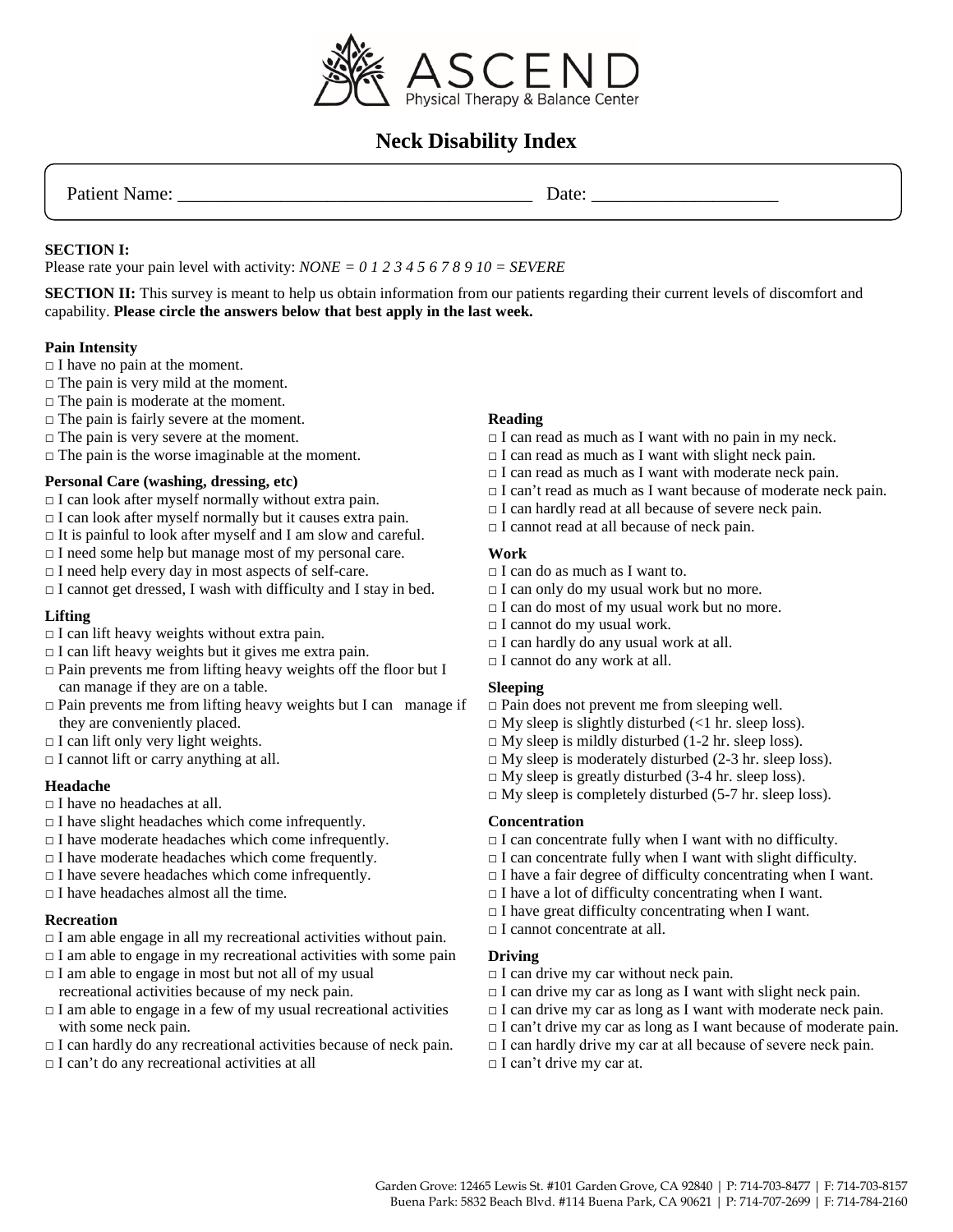ASCEND
Physical Therapy & Balance Center

# Neck Disability Index

Patient Name: ____________________________________ Date: ___________________

**SECTION I:**
Please rate your pain level with activity: *NONE = 0 1 2 3 4 5 6 7 8 9 10 = SEVERE*

**SECTION II:** This survey is meant to help us obtain information from our patients regarding their current levels of discomfort and capability. **Please circle the answers below that best apply in the last week.**

**Pain Intensity**
- □ I have no pain at the moment.
- □ The pain is very mild at the moment.
- □ The pain is moderate at the moment.
- □ The pain is fairly severe at the moment.
- □ The pain is very severe at the moment.
- □ The pain is the worse imaginable at the moment.

**Personal Care (washing, dressing, etc)**
- □ I can look after myself normally without extra pain.
- □ I can look after myself normally but it causes extra pain.
- □ It is painful to look after myself and I am slow and careful.
- □ I need some help but manage most of my personal care.
- □ I need help every day in most aspects of self-care.
- □ I cannot get dressed, I wash with difficulty and I stay in bed.

**Lifting**
- □ I can lift heavy weights without extra pain.
- □ I can lift heavy weights but it gives me extra pain.
- □ Pain prevents me from lifting heavy weights off the floor but I can manage if they are on a table.
- □ Pain prevents me from lifting heavy weights but I can manage if they are conveniently placed.
- □ I can lift only very light weights.
- □ I cannot lift or carry anything at all.

**Headache**
- □ I have no headaches at all.
- □ I have slight headaches which come infrequently.
- □ I have moderate headaches which come infrequently.
- □ I have moderate headaches which come frequently.
- □ I have severe headaches which come infrequently.
- □ I have headaches almost all the time.

**Recreation**
- □ I am able engage in all my recreational activities without pain.
- □ I am able to engage in my recreational activities with some pain
- □ I am able to engage in most but not all of my usual recreational activities because of my neck pain.
- □ I am able to engage in a few of my usual recreational activities with some neck pain.
- □ I can hardly do any recreational activities because of neck pain.
- □ I can't do any recreational activities at all

**Reading**
- □ I can read as much as I want with no pain in my neck.
- □ I can read as much as I want with slight neck pain.
- □ I can read as much as I want with moderate neck pain.
- □ I can't read as much as I want because of moderate neck pain.
- □ I can hardly read at all because of severe neck pain.
- □ I cannot read at all because of neck pain.

**Work**
- □ I can do as much as I want to.
- □ I can only do my usual work but no more.
- □ I can do most of my usual work but no more.
- □ I cannot do my usual work.
- □ I can hardly do any usual work at all.
- □ I cannot do any work at all.

**Sleeping**
- □ Pain does not prevent me from sleeping well.
- □ My sleep is slightly disturbed (<1 hr. sleep loss).
- □ My sleep is mildly disturbed (1-2 hr. sleep loss).
- □ My sleep is moderately disturbed (2-3 hr. sleep loss).
- □ My sleep is greatly disturbed (3-4 hr. sleep loss).
- □ My sleep is completely disturbed (5-7 hr. sleep loss).

**Concentration**
- □ I can concentrate fully when I want with no difficulty.
- □ I can concentrate fully when I want with slight difficulty.
- □ I have a fair degree of difficulty concentrating when I want.
- □ I have a lot of difficulty concentrating when I want.
- □ I have great difficulty concentrating when I want.
- □ I cannot concentrate at all.

**Driving**
- □ I can drive my car without neck pain.
- □ I can drive my car as long as I want with slight neck pain.
- □ I can drive my car as long as I want with moderate neck pain.
- □ I can't drive my car as long as I want because of moderate pain.
- □ I can hardly drive my car at all because of severe neck pain.
- □ I can't drive my car at.

Garden Grove: 12465 Lewis St. #101 Garden Grove, CA 92840 | P: 714-703-8477 | F: 714-703-8157
Buena Park: 5832 Beach Blvd. #114 Buena Park, CA 90621 | P: 714-707-2699 | F: 714-784-2160